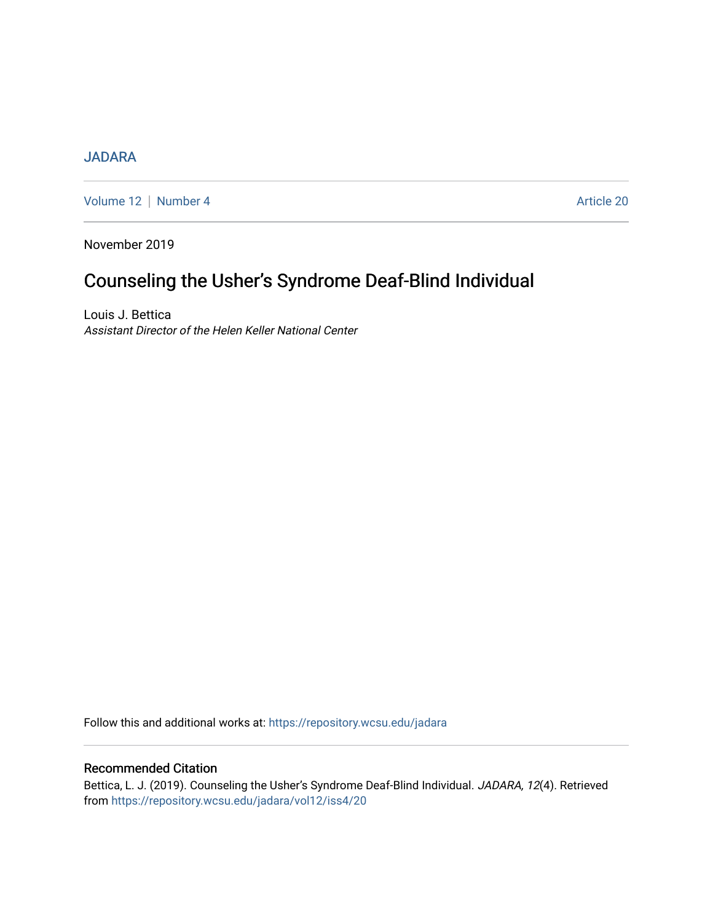JADARA

Volume 12 | Number 4 Article 20

November 2019

# Counseling the Usher's Syndrome Deaf-Blind Individual

Louis J. Bettica
*Assistant Director of the Helen Keller National Center*

Follow this and additional works at: https://repository.wcsu.edu/jadara

## Recommended Citation

Bettica, L. J. (2019). Counseling the Usher's Syndrome Deaf-Blind Individual. *JADARA, 12*(4). Retrieved from https://repository.wcsu.edu/jadara/vol12/iss4/20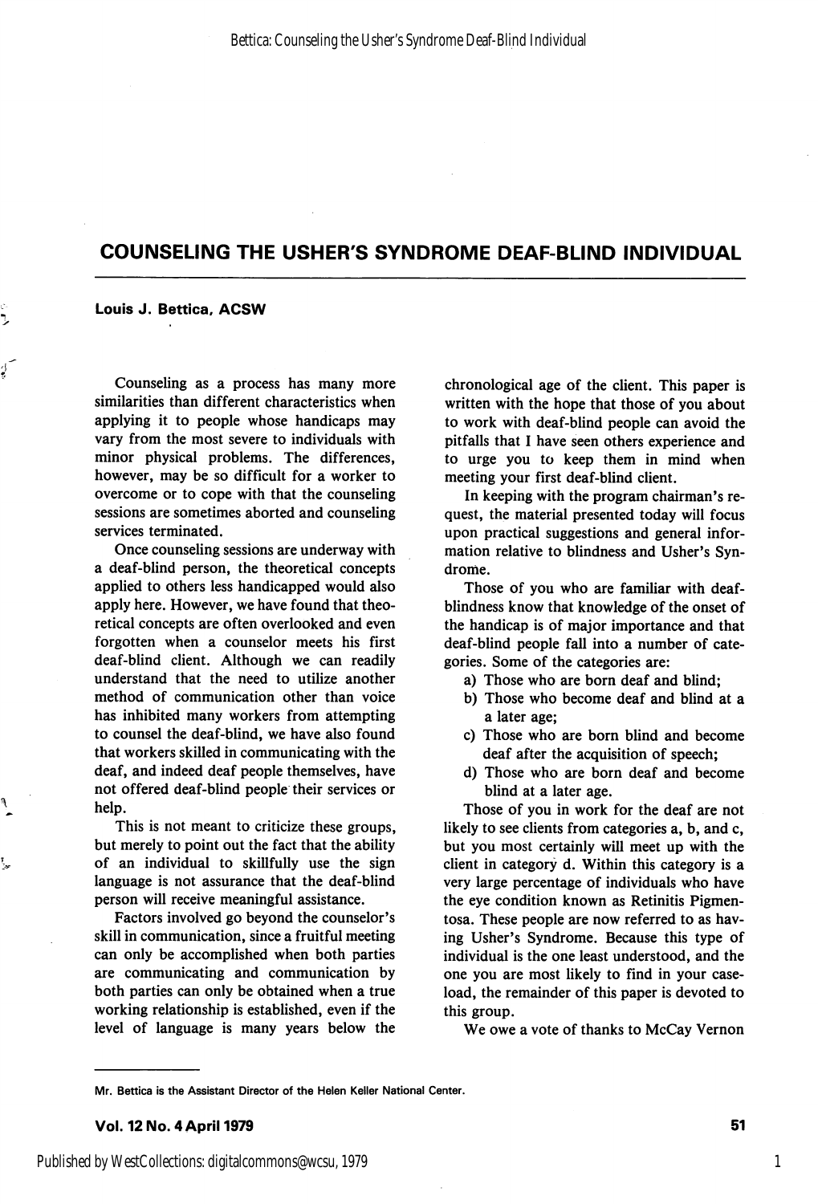# COUNSELING THE USHER'S SYNDROME DEAF-BLIND INDIVIDUAL

**Louis J. Bettica, ACSW**

Counseling as a process has many more similarities than different characteristics when applying it to people whose handicaps may vary from the most severe to individuals with minor physical problems. The differences, however, may be so difficult for a worker to overcome or to cope with that the counseling sessions are sometimes aborted and counseling services terminated.

Once counseling sessions are underway with a deaf-blind person, the theoretical concepts applied to others less handicapped would also apply here. However, we have found that theoretical concepts are often overlooked and even forgotten when a counselor meets his first deaf-blind client. Although we can readily understand that the need to utilize another method of communication other than voice has inhibited many workers from attempting to counsel the deaf-blind, we have also found that workers skilled in communicating with the deaf, and indeed deaf people themselves, have not offered deaf-blind people their services or help.

This is not meant to criticize these groups, but merely to point out the fact that the ability of an individual to skillfully use the sign language is not assurance that the deaf-blind person will receive meaningful assistance.

Factors involved go beyond the counselor's skill in communication, since a fruitful meeting can only be accomplished when both parties are communicating and communication by both parties can only be obtained when a true working relationship is established, even if the level of language is many years below the chronological age of the client. This paper is written with the hope that those of you about to work with deaf-blind people can avoid the pitfalls that I have seen others experience and to urge you to keep them in mind when meeting your first deaf-blind client.

In keeping with the program chairman's request, the material presented today will focus upon practical suggestions and general information relative to blindness and Usher's Syndrome.

Those of you who are familiar with deaf-blindness know that knowledge of the onset of the handicap is of major importance and that deaf-blind people fall into a number of categories. Some of the categories are:

a) Those who are born deaf and blind;
b) Those who become deaf and blind at a later age;
c) Those who are born blind and become deaf after the acquisition of speech;
d) Those who are born deaf and become blind at a later age.

Those of you in work for the deaf are not likely to see clients from categories a, b, and c, but you most certainly will meet up with the client in category d. Within this category is a very large percentage of individuals who have the eye condition known as Retinitis Pigmentosa. These people are now referred to as having Usher's Syndrome. Because this type of individual is the one least understood, and the one you are most likely to find in your caseload, the remainder of this paper is devoted to this group.

We owe a vote of thanks to McCay Vernon

---

Mr. Bettica is the Assistant Director of the Helen Keller National Center.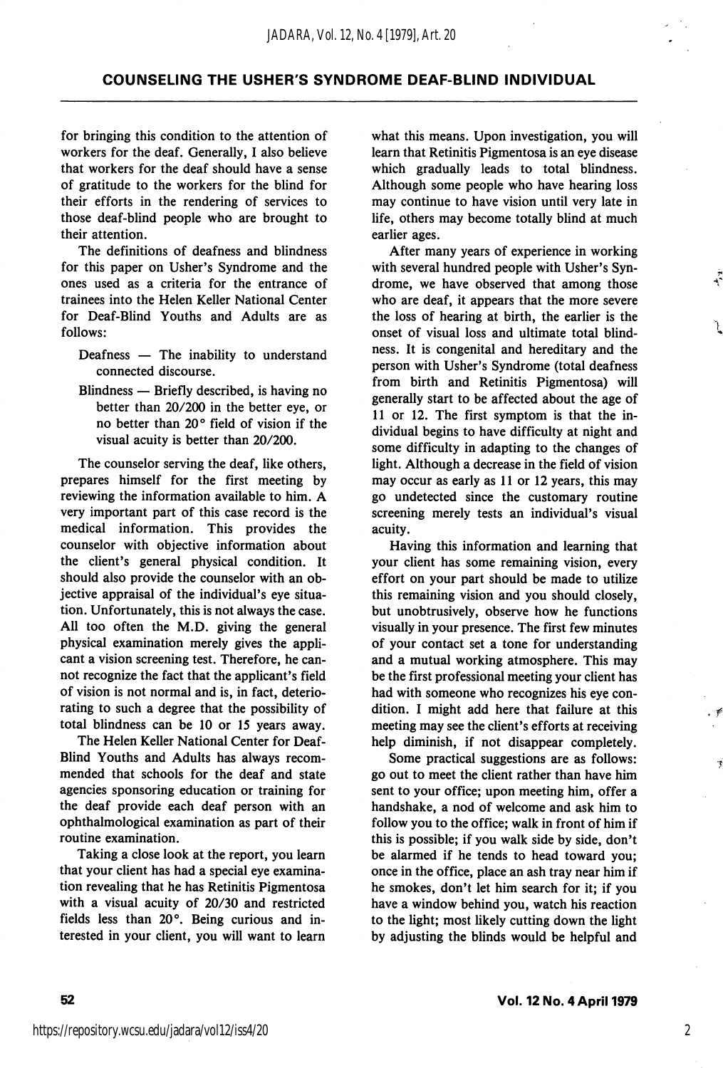for bringing this condition to the attention of workers for the deaf. Generally, I also believe that workers for the deaf should have a sense of gratitude to the workers for the blind for their efforts in the rendering of services to those deaf-blind people who are brought to their attention.

The definitions of deafness and blindness for this paper on Usher's Syndrome and the ones used as a criteria for the entrance of trainees into the Helen Keller National Center for Deaf-Blind Youths and Adults are as follows:

- Deafness — The inability to understand connected discourse.
- Blindness — Briefly described, is having no better than 20/200 in the better eye, or no better than 20° field of vision if the visual acuity is better than 20/200.

The counselor serving the deaf, like others, prepares himself for the first meeting by reviewing the information available to him. A very important part of this case record is the medical information. This provides the counselor with objective information about the client's general physical condition. It should also provide the counselor with an objective appraisal of the individual's eye situation. Unfortunately, this is not always the case. All too often the M.D. giving the general physical examination merely gives the applicant a vision screening test. Therefore, he cannot recognize the fact that the applicant's field of vision is not normal and is, in fact, deteriorating to such a degree that the possibility of total blindness can be 10 or 15 years away.

The Helen Keller National Center for Deaf-Blind Youths and Adults has always recommended that schools for the deaf and state agencies sponsoring education or training for the deaf provide each deaf person with an ophthalmological examination as part of their routine examination.

Taking a close look at the report, you learn that your client has had a special eye examination revealing that he has Retinitis Pigmentosa with a visual acuity of 20/30 and restricted fields less than 20°. Being curious and interested in your client, you will want to learn what this means. Upon investigation, you will learn that Retinitis Pigmentosa is an eye disease which gradually leads to total blindness. Although some people who have hearing loss may continue to have vision until very late in life, others may become totally blind at much earlier ages.

After many years of experience in working with several hundred people with Usher's Syndrome, we have observed that among those who are deaf, it appears that the more severe the loss of hearing at birth, the earlier is the onset of visual loss and ultimate total blindness. It is congenital and hereditary and the person with Usher's Syndrome (total deafness from birth and Retinitis Pigmentosa) will generally start to be affected about the age of 11 or 12. The first symptom is that the individual begins to have difficulty at night and some difficulty in adapting to the changes of light. Although a decrease in the field of vision may occur as early as 11 or 12 years, this may go undetected since the customary routine screening merely tests an individual's visual acuity.

Having this information and learning that your client has some remaining vision, every effort on your part should be made to utilize this remaining vision and you should closely, but unobtrusively, observe how he functions visually in your presence. The first few minutes of your contact set a tone for understanding and a mutual working atmosphere. This may be the first professional meeting your client has had with someone who recognizes his eye condition. I might add here that failure at this meeting may see the client's efforts at receiving help diminish, if not disappear completely.

Some practical suggestions are as follows: go out to meet the client rather than have him sent to your office; upon meeting him, offer a handshake, a nod of welcome and ask him to follow you to the office; walk in front of him if this is possible; if you walk side by side, don't be alarmed if he tends to head toward you; once in the office, place an ash tray near him if he smokes, don't let him search for it; if you have a window behind you, watch his reaction to the light; most likely cutting down the light by adjusting the blinds would be helpful and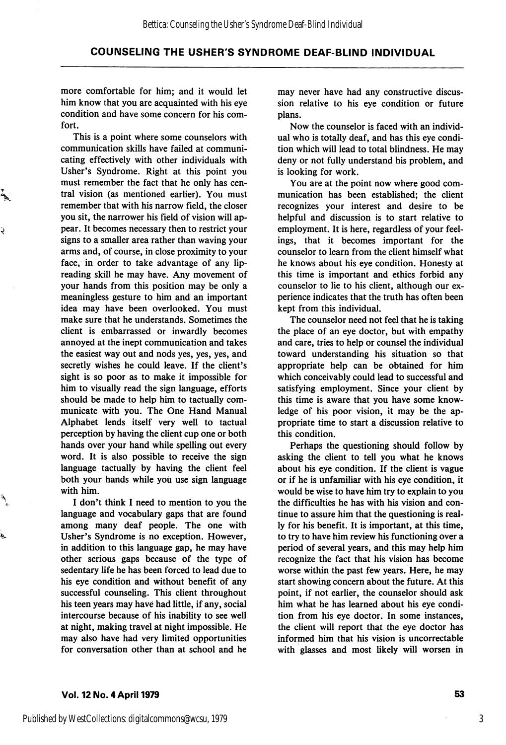more comfortable for him; and it would let him know that you are acquainted with his eye condition and have some concern for his comfort.

This is a point where some counselors with communication skills have failed at communicating effectively with other individuals with Usher's Syndrome. Right at this point you must remember the fact that he only has central vision (as mentioned earlier). You must remember that with his narrow field, the closer you sit, the narrower his field of vision will appear. It becomes necessary then to restrict your signs to a smaller area rather than waving your arms and, of course, in close proximity to your face, in order to take advantage of any lipreading skill he may have. Any movement of your hands from this position may be only a meaningless gesture to him and an important idea may have been overlooked. You must make sure that he understands. Sometimes the client is embarrassed or inwardly becomes annoyed at the inept communication and takes the easiest way out and nods yes, yes, yes, and secretly wishes he could leave. If the client's sight is so poor as to make it impossible for him to visually read the sign language, efforts should be made to help him to tactually communicate with you. The One Hand Manual Alphabet lends itself very well to tactual perception by having the client cup one or both hands over your hand while spelling out every word. It is also possible to receive the sign language tactually by having the client feel both your hands while you use sign language with him.

I don't think I need to mention to you the language and vocabulary gaps that are found among many deaf people. The one with Usher's Syndrome is no exception. However, in addition to this language gap, he may have other serious gaps because of the type of sedentary life he has been forced to lead due to his eye condition and without benefit of any successful counseling. This client throughout his teen years may have had little, if any, social intercourse because of his inability to see well at night, making travel at night impossible. He may also have had very limited opportunities for conversation other than at school and he may never have had any constructive discussion relative to his eye condition or future plans.

Now the counselor is faced with an individual who is totally deaf, and has this eye condition which will lead to total blindness. He may deny or not fully understand his problem, and is looking for work.

You are at the point now where good communication has been established; the client recognizes your interest and desire to be helpful and discussion is to start relative to employment. It is here, regardless of your feelings, that it becomes important for the counselor to learn from the client himself what he knows about his eye condition. Honesty at this time is important and ethics forbid any counselor to lie to his client, although our experience indicates that the truth has often been kept from this individual.

The counselor need not feel that he is taking the place of an eye doctor, but with empathy and care, tries to help or counsel the individual toward understanding his situation so that appropriate help can be obtained for him which conceivably could lead to successful and satisfying employment. Since your client by this time is aware that you have some knowledge of his poor vision, it may be the appropriate time to start a discussion relative to this condition.

Perhaps the questioning should follow by asking the client to tell you what he knows about his eye condition. If the client is vague or if he is unfamiliar with his eye condition, it would be wise to have him try to explain to you the difficulties he has with his vision and continue to assure him that the questioning is really for his benefit. It is important, at this time, to try to have him review his functioning over a period of several years, and this may help him recognize the fact that his vision has become worse within the past few years. Here, he may start showing concern about the future. At this point, if not earlier, the counselor should ask him what he has learned about his eye condition from his eye doctor. In some instances, the client will report that the eye doctor has informed him that his vision is uncorrectable with glasses and most likely will worsen in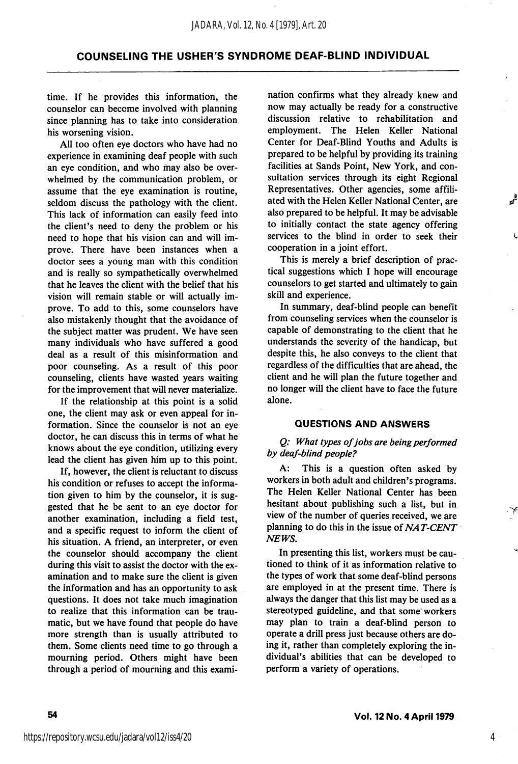time. If he provides this information, the counselor can become involved with planning since planning has to take into consideration his worsening vision.

All too often eye doctors who have had no experience in examining deaf people with such an eye condition, and who may also be overwhelmed by the communication problem, or assume that the eye examination is routine, seldom discuss the pathology with the client. This lack of information can easily feed into the client's need to deny the problem or his need to hope that his vision can and will improve. There have been instances when a doctor sees a young man with this condition and is really so sympathetically overwhelmed that he leaves the client with the belief that his vision will remain stable or will actually improve. To add to this, some counselors have also mistakenly thought that the avoidance of the subject matter was prudent. We have seen many individuals who have suffered a good deal as a result of this misinformation and poor counseling. As a result of this poor counseling, clients have wasted years waiting for the improvement that will never materialize.

If the relationship at this point is a solid one, the client may ask or even appeal for information. Since the counselor is not an eye doctor, he can discuss this in terms of what he knows about the eye condition, utilizing every lead the client has given him up to this point.

If, however, the client is reluctant to discuss his condition or refuses to accept the information given to him by the counselor, it is suggested that he be sent to an eye doctor for another examination, including a field test, and a specific request to inform the client of his situation. A friend, an interpreter, or even the counselor should accompany the client during this visit to assist the doctor with the examination and to make sure the client is given the information and has an opportunity to ask questions. It does not take much imagination to realize that this information can be traumatic, but we have found that people do have more strength than is usually attributed to them. Some clients need time to go through a mourning period. Others might have been through a period of mourning and this examination confirms what they already knew and now may actually be ready for a constructive discussion relative to rehabilitation and employment. The Helen Keller National Center for Deaf-Blind Youths and Adults is prepared to be helpful by providing its training facilities at Sands Point, New York, and consultation services through its eight Regional Representatives. Other agencies, some affiliated with the Helen Keller National Center, are also prepared to be helpful. It may be advisable to initially contact the state agency offering services to the blind in order to seek their cooperation in a joint effort.

This is merely a brief description of practical suggestions which I hope will encourage counselors to get started and ultimately to gain skill and experience.

In summary, deaf-blind people can benefit from counseling services when the counselor is capable of demonstrating to the client that he understands the severity of the handicap, but despite this, he also conveys to the client that regardless of the difficulties that are ahead, the client and he will plan the future together and no longer will the client have to face the future alone.

## QUESTIONS AND ANSWERS

*Q: What types of jobs are being performed by deaf-blind people?*

A: This is a question often asked by workers in both adult and children's programs. The Helen Keller National Center has been hesitant about publishing such a list, but in view of the number of queries received, we are planning to do this in the issue of *NAT-CENT NEWS*.

In presenting this list, workers must be cautioned to think of it as information relative to the types of work that some deaf-blind persons are employed in at the present time. There is always the danger that this list may be used as a stereotyped guideline, and that some workers may plan to train a deaf-blind person to operate a drill press just because others are doing it, rather than completely exploring the individual's abilities that can be developed to perform a variety of operations.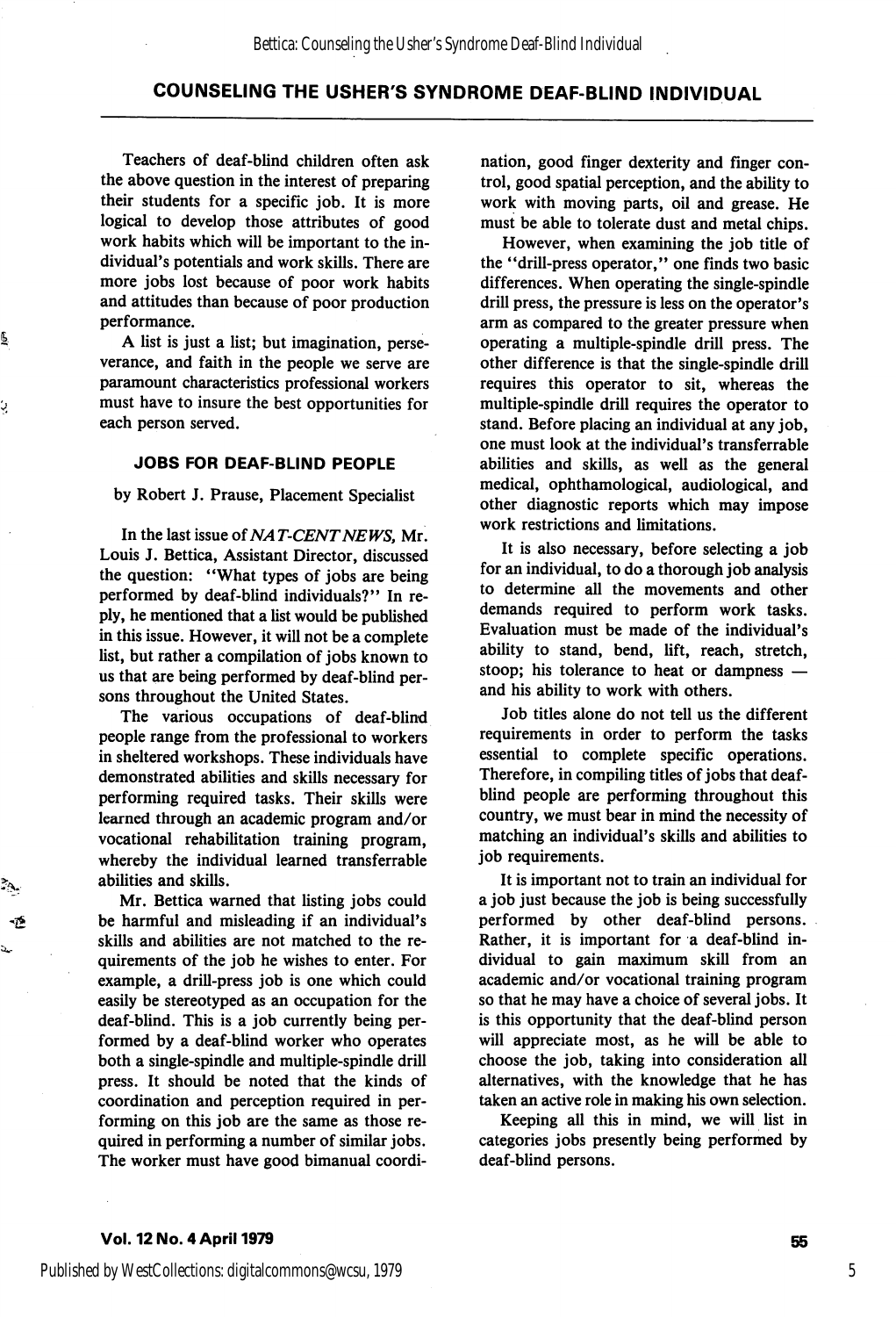Teachers of deaf-blind children often ask the above question in the interest of preparing their students for a specific job. It is more logical to develop those attributes of good work habits which will be important to the individual's potentials and work skills. There are more jobs lost because of poor work habits and attitudes than because of poor production performance.

A list is just a list; but imagination, perseverance, and faith in the people we serve are paramount characteristics professional workers must have to insure the best opportunities for each person served.

### JOBS FOR DEAF-BLIND PEOPLE

by Robert J. Prause, Placement Specialist

In the last issue of *NAT-CENT NEWS*, Mr. Louis J. Bettica, Assistant Director, discussed the question: "What types of jobs are being performed by deaf-blind individuals?" In reply, he mentioned that a list would be published in this issue. However, it will not be a complete list, but rather a compilation of jobs known to us that are being performed by deaf-blind persons throughout the United States.

The various occupations of deaf-blind people range from the professional to workers in sheltered workshops. These individuals have demonstrated abilities and skills necessary for performing required tasks. Their skills were learned through an academic program and/or vocational rehabilitation training program, whereby the individual learned transferrable abilities and skills.

Mr. Bettica warned that listing jobs could be harmful and misleading if an individual's skills and abilities are not matched to the requirements of the job he wishes to enter. For example, a drill-press job is one which could easily be stereotyped as an occupation for the deaf-blind. This is a job currently being performed by a deaf-blind worker who operates both a single-spindle and multiple-spindle drill press. It should be noted that the kinds of coordination and perception required in performing on this job are the same as those required in performing a number of similar jobs. The worker must have good bimanual coordination, good finger dexterity and finger control, good spatial perception, and the ability to work with moving parts, oil and grease. He must be able to tolerate dust and metal chips.

However, when examining the job title of the "drill-press operator," one finds two basic differences. When operating the single-spindle drill press, the pressure is less on the operator's arm as compared to the greater pressure when operating a multiple-spindle drill press. The other difference is that the single-spindle drill requires this operator to sit, whereas the multiple-spindle drill requires the operator to stand. Before placing an individual at any job, one must look at the individual's transferrable abilities and skills, as well as the general medical, ophthamological, audiological, and other diagnostic reports which may impose work restrictions and limitations.

It is also necessary, before selecting a job for an individual, to do a thorough job analysis to determine all the movements and other demands required to perform work tasks. Evaluation must be made of the individual's ability to stand, bend, lift, reach, stretch, stoop; his tolerance to heat or dampness — and his ability to work with others.

Job titles alone do not tell us the different requirements in order to perform the tasks essential to complete specific operations. Therefore, in compiling titles of jobs that deaf-blind people are performing throughout this country, we must bear in mind the necessity of matching an individual's skills and abilities to job requirements.

It is important not to train an individual for a job just because the job is being successfully performed by other deaf-blind persons. Rather, it is important for a deaf-blind individual to gain maximum skill from an academic and/or vocational training program so that he may have a choice of several jobs. It is this opportunity that the deaf-blind person will appreciate most, as he will be able to choose the job, taking into consideration all alternatives, with the knowledge that he has taken an active role in making his own selection.

Keeping all this in mind, we will list in categories jobs presently being performed by deaf-blind persons.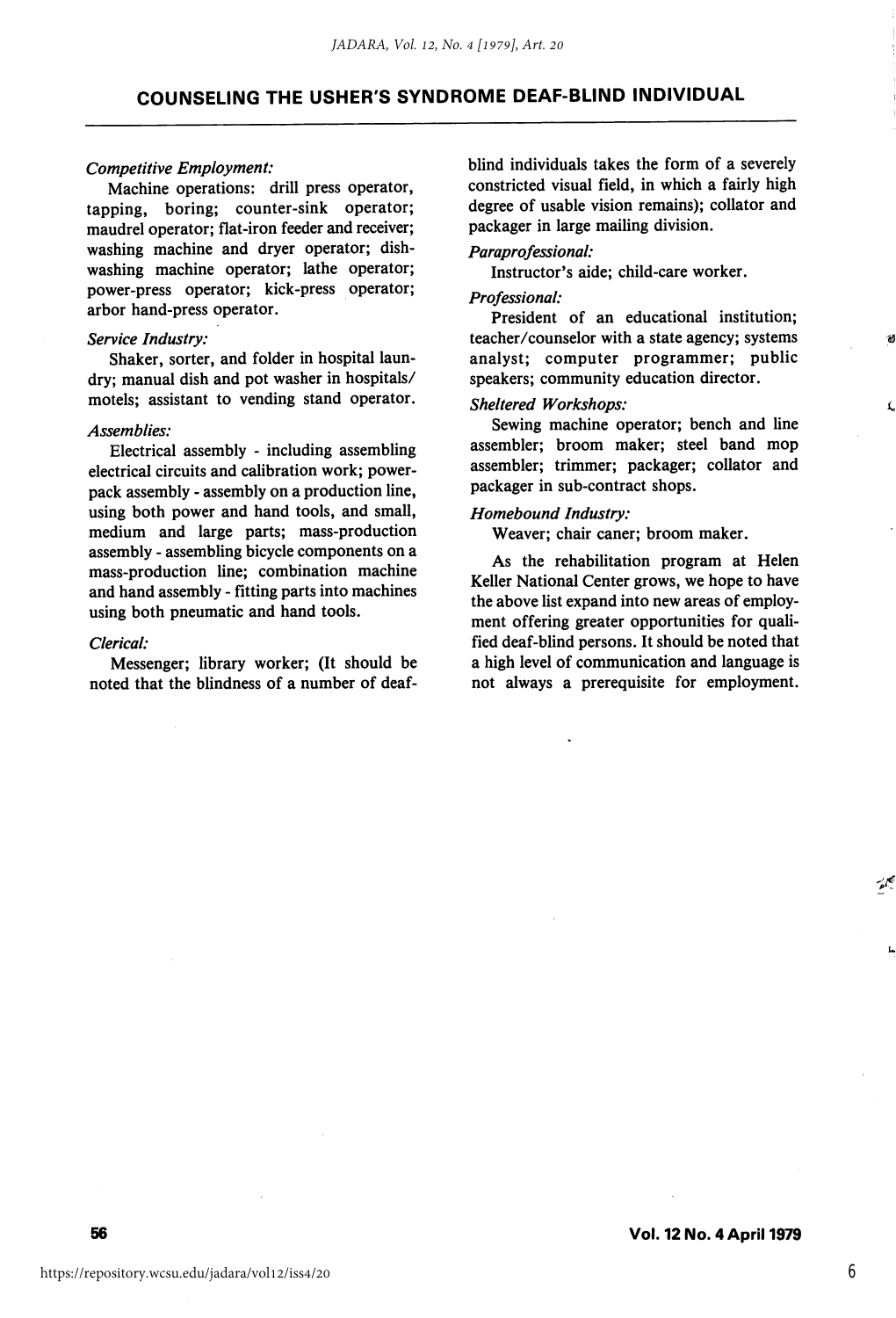*Competitive Employment:*

Machine operations: drill press operator, tapping, boring; counter-sink operator; maudrel operator; flat-iron feeder and receiver; washing machine and dryer operator; dish-washing machine operator; lathe operator; power-press operator; kick-press operator; arbor hand-press operator.

*Service Industry:*

Shaker, sorter, and folder in hospital laundry; manual dish and pot washer in hospitals/motels; assistant to vending stand operator.

*Assemblies:*

Electrical assembly - including assembling electrical circuits and calibration work; power-pack assembly - assembly on a production line, using both power and hand tools, and small, medium and large parts; mass-production assembly - assembling bicycle components on a mass-production line; combination machine and hand assembly - fitting parts into machines using both pneumatic and hand tools.

*Clerical:*

Messenger; library worker; (It should be noted that the blindness of a number of deaf-blind individuals takes the form of a severely constricted visual field, in which a fairly high degree of usable vision remains); collator and packager in large mailing division.

*Paraprofessional:*

Instructor's aide; child-care worker.

*Professional:*

President of an educational institution; teacher/counselor with a state agency; systems analyst; computer programmer; public speakers; community education director.

*Sheltered Workshops:*

Sewing machine operator; bench and line assembler; broom maker; steel band mop assembler; trimmer; packager; collator and packager in sub-contract shops.

*Homebound Industry:*

Weaver; chair caner; broom maker.

As the rehabilitation program at Helen Keller National Center grows, we hope to have the above list expand into new areas of employment offering greater opportunities for qualified deaf-blind persons. It should be noted that a high level of communication and language is not always a prerequisite for employment.